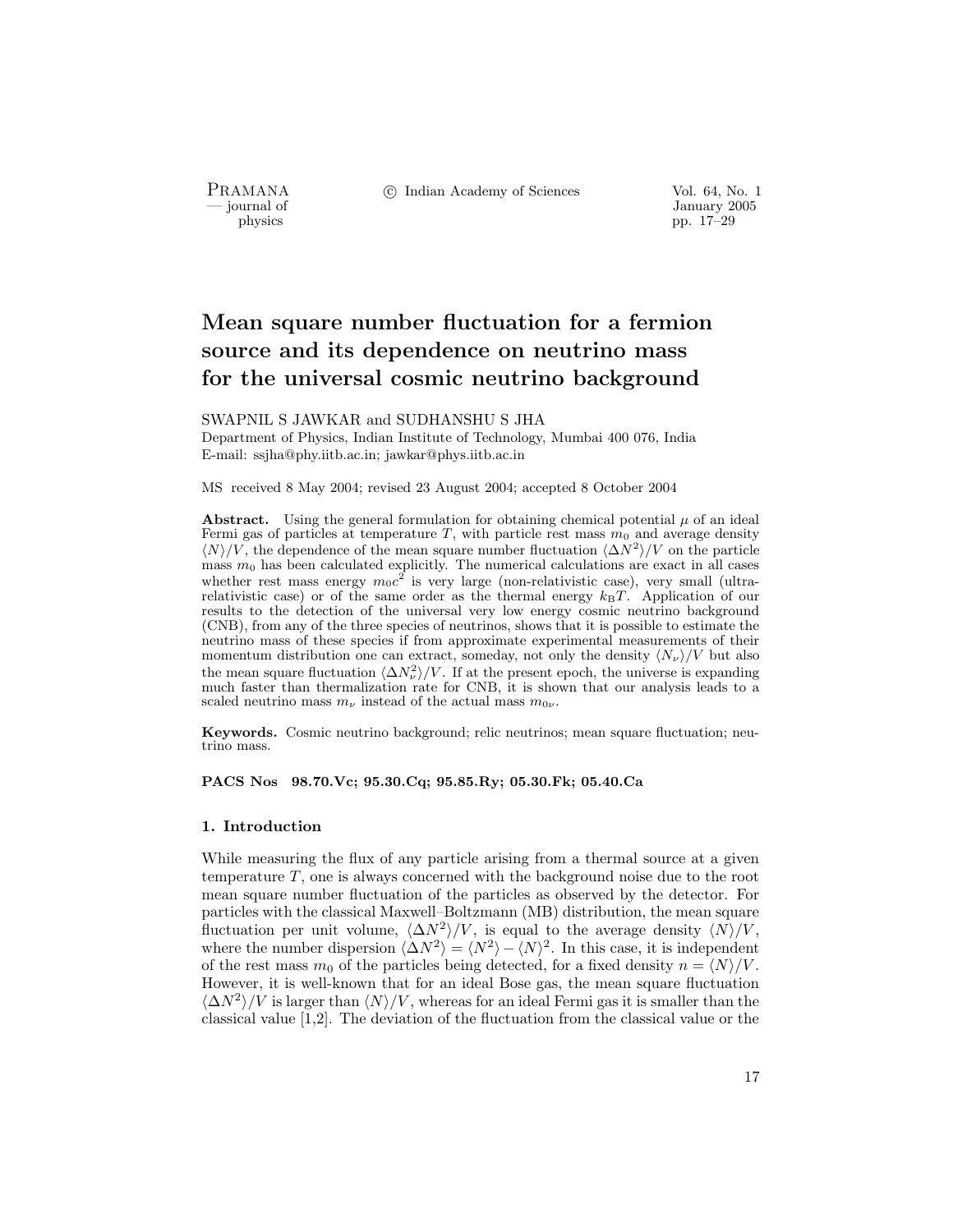# Mean square number fluctuation for a fermion source and its dependence on neutrino mass for the universal cosmic neutrino background

SWAPNIL S JAWKAR and SUDHANSHU S JHA

Department of Physics, Indian Institute of Technology, Mumbai 400 076, India
E-mail: ssjha@phy.iitb.ac.in; jawkar@phys.iitb.ac.in

MS received 8 May 2004; revised 23 August 2004; accepted 8 October 2004

**Abstract.** Using the general formulation for obtaining chemical potential $\mu$ of an ideal Fermi gas of particles at temperature $T$, with particle rest mass $m_0$ and average density $\langle N \rangle/V$, the dependence of the mean square number fluctuation $\langle \Delta N^2 \rangle/V$ on the particle mass $m_0$ has been calculated explicitly. The numerical calculations are exact in all cases whether rest mass energy $m_0c^2$ is very large (non-relativistic case), very small (ultra-relativistic case) or of the same order as the thermal energy $k_B T$. Application of our results to the detection of the universal very low energy cosmic neutrino background (CNB), from any of the three species of neutrinos, shows that it is possible to estimate the neutrino mass of these species if from approximate experimental measurements of their momentum distribution one can extract, someday, not only the density $\langle N_\nu \rangle/V$ but also the mean square fluctuation $\langle \Delta N_\nu^2 \rangle/V$. If at the present epoch, the universe is expanding much faster than thermalization rate for CNB, it is shown that our analysis leads to a scaled neutrino mass $m_\nu$ instead of the actual mass $m_{0\nu}$.

**Keywords.** Cosmic neutrino background; relic neutrinos; mean square fluctuation; neutrino mass.

**PACS Nos 98.70.Vc; 95.30.Cq; 95.85.Ry; 05.30.Fk; 05.40.Ca**

## 1. Introduction

While measuring the flux of any particle arising from a thermal source at a given temperature $T$, one is always concerned with the background noise due to the root mean square number fluctuation of the particles as observed by the detector. For particles with the classical Maxwell–Boltzmann (MB) distribution, the mean square fluctuation per unit volume, $\langle \Delta N^2 \rangle/V$, is equal to the average density $\langle N \rangle/V$, where the number dispersion $\langle \Delta N^2 \rangle = \langle N^2 \rangle - \langle N \rangle^2$. In this case, it is independent of the rest mass $m_0$ of the particles being detected, for a fixed density $n = \langle N \rangle/V$. However, it is well-known that for an ideal Bose gas, the mean square fluctuation $\langle \Delta N^2 \rangle/V$ is larger than $\langle N \rangle/V$, whereas for an ideal Fermi gas it is smaller than the classical value [1,2]. The deviation of the fluctuation from the classical value or the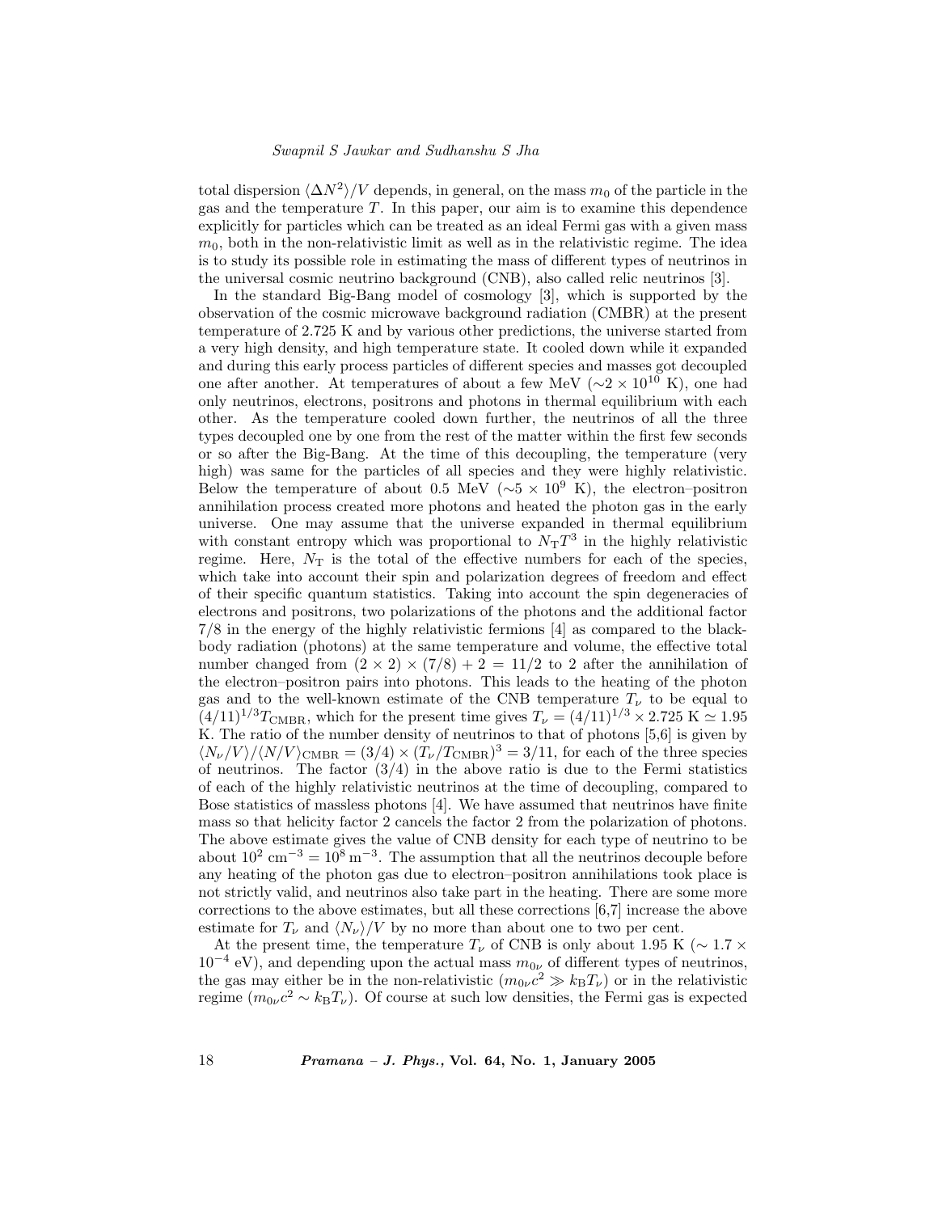total dispersion $\langle \Delta N^2 \rangle / V$ depends, in general, on the mass $m_0$ of the particle in the gas and the temperature $T$. In this paper, our aim is to examine this dependence explicitly for particles which can be treated as an ideal Fermi gas with a given mass $m_0$, both in the non-relativistic limit as well as in the relativistic regime. The idea is to study its possible role in estimating the mass of different types of neutrinos in the universal cosmic neutrino background (CNB), also called relic neutrinos [3].

In the standard Big-Bang model of cosmology [3], which is supported by the observation of the cosmic microwave background radiation (CMBR) at the present temperature of 2.725 K and by various other predictions, the universe started from a very high density, and high temperature state. It cooled down while it expanded and during this early process particles of different species and masses got decoupled one after another. At temperatures of about a few MeV ($\sim 2 \times 10^{10}$ K), one had only neutrinos, electrons, positrons and photons in thermal equilibrium with each other. As the temperature cooled down further, the neutrinos of all the three types decoupled one by one from the rest of the matter within the first few seconds or so after the Big-Bang. At the time of this decoupling, the temperature (very high) was same for the particles of all species and they were highly relativistic. Below the temperature of about 0.5 MeV ($\sim 5 \times 10^9$ K), the electron–positron annihilation process created more photons and heated the photon gas in the early universe. One may assume that the universe expanded in thermal equilibrium with constant entropy which was proportional to $N_{\mathrm{T}} T^3$ in the highly relativistic regime. Here, $N_{\mathrm{T}}$ is the total of the effective numbers for each of the species, which take into account their spin and polarization degrees of freedom and effect of their specific quantum statistics. Taking into account the spin degeneracies of electrons and positrons, two polarizations of the photons and the additional factor 7/8 in the energy of the highly relativistic fermions [4] as compared to the black-body radiation (photons) at the same temperature and volume, the effective total number changed from $(2 \times 2) \times (7/8) + 2 = 11/2$ to 2 after the annihilation of the electron–positron pairs into photons. This leads to the heating of the photon gas and to the well-known estimate of the CNB temperature $T_\nu$ to be equal to $(4/11)^{1/3} T_{\mathrm{CMBR}}$, which for the present time gives $T_\nu = (4/11)^{1/3} \times 2.725\ \mathrm{K} \simeq 1.95$ K. The ratio of the number density of neutrinos to that of photons [5,6] is given by $\langle N_\nu / V \rangle / \langle N/V \rangle_{\mathrm{CMBR}} = (3/4) \times (T_\nu / T_{\mathrm{CMBR}})^3 = 3/11$, for each of the three species of neutrinos. The factor $(3/4)$ in the above ratio is due to the Fermi statistics of each of the highly relativistic neutrinos at the time of decoupling, compared to Bose statistics of massless photons [4]. We have assumed that neutrinos have finite mass so that helicity factor 2 cancels the factor 2 from the polarization of photons. The above estimate gives the value of CNB density for each type of neutrino to be about $10^2\ \mathrm{cm}^{-3} = 10^8\ \mathrm{m}^{-3}$. The assumption that all the neutrinos decouple before any heating of the photon gas due to electron–positron annihilations took place is not strictly valid, and neutrinos also take part in the heating. There are some more corrections to the above estimates, but all these corrections [6,7] increase the above estimate for $T_\nu$ and $\langle N_\nu \rangle / V$ by no more than about one to two per cent.

At the present time, the temperature $T_\nu$ of CNB is only about 1.95 K ($\sim 1.7 \times 10^{-4}$ eV), and depending upon the actual mass $m_{0\nu}$ of different types of neutrinos, the gas may either be in the non-relativistic ($m_{0\nu} c^2 \gg k_{\mathrm{B}} T_\nu$) or in the relativistic regime ($m_{0\nu} c^2 \sim k_{\mathrm{B}} T_\nu$). Of course at such low densities, the Fermi gas is expected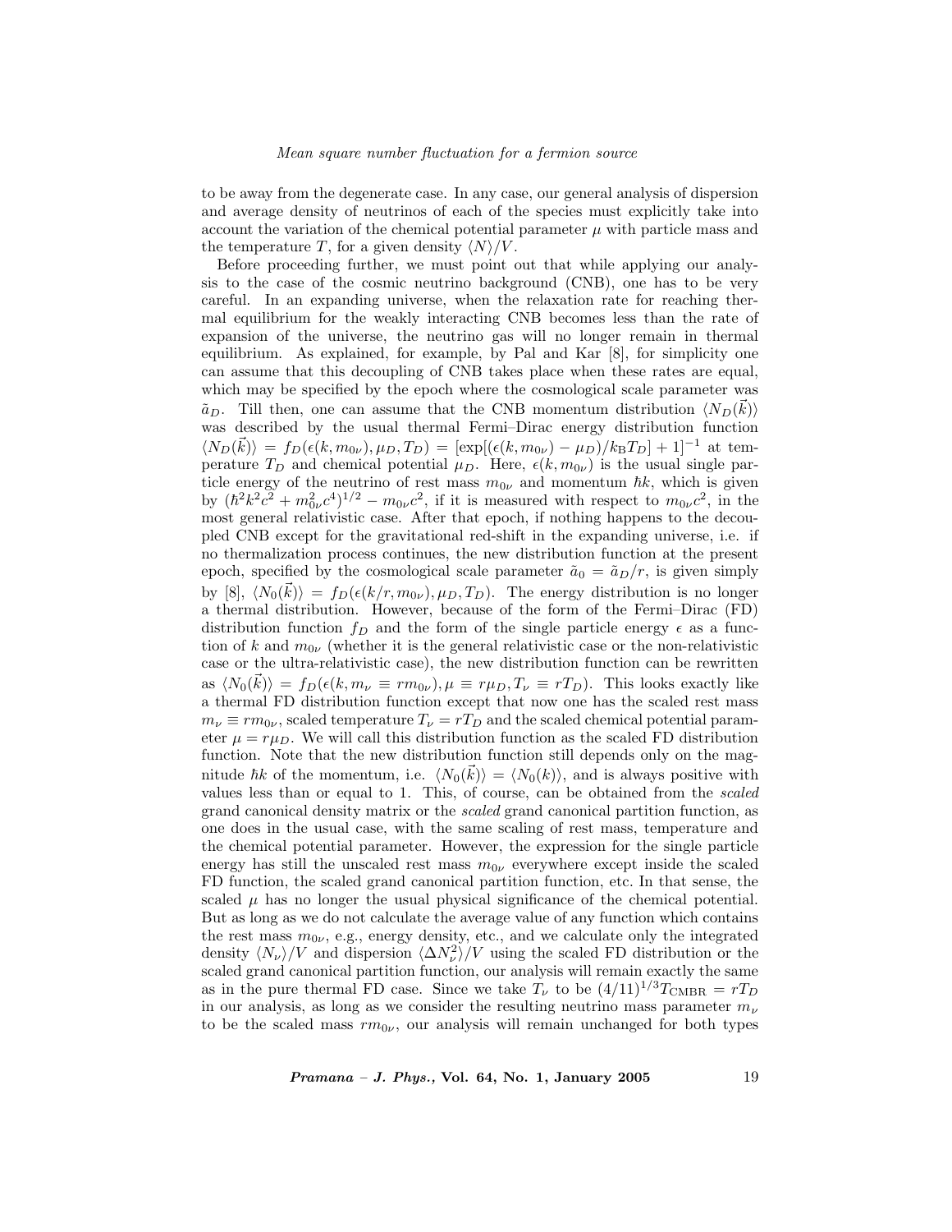to be away from the degenerate case. In any case, our general analysis of dispersion and average density of neutrinos of each of the species must explicitly take into account the variation of the chemical potential parameter $\mu$ with particle mass and the temperature $T$, for a given density $\langle N\rangle/V$.

Before proceeding further, we must point out that while applying our analysis to the case of the cosmic neutrino background (CNB), one has to be very careful. In an expanding universe, when the relaxation rate for reaching thermal equilibrium for the weakly interacting CNB becomes less than the rate of expansion of the universe, the neutrino gas will no longer remain in thermal equilibrium. As explained, for example, by Pal and Kar [8], for simplicity one can assume that this decoupling of CNB takes place when these rates are equal, which may be specified by the epoch where the cosmological scale parameter was $\tilde{a}_D$. Till then, one can assume that the CNB momentum distribution $\langle N_D(\vec{k})\rangle$ was described by the usual thermal Fermi–Dirac energy distribution function $\langle N_D(\vec{k})\rangle = f_D(\epsilon(k, m_{0\nu}), \mu_D, T_D) = [\exp[(\epsilon(k, m_{0\nu}) - \mu_D)/k_{\mathrm{B}}T_D] + 1]^{-1}$ at temperature $T_D$ and chemical potential $\mu_D$. Here, $\epsilon(k, m_{0\nu})$ is the usual single particle energy of the neutrino of rest mass $m_{0\nu}$ and momentum $\hbar k$, which is given by $(\hbar^2 k^2 c^2 + m_{0\nu}^2 c^4)^{1/2} - m_{0\nu}c^2$, if it is measured with respect to $m_{0\nu}c^2$, in the most general relativistic case. After that epoch, if nothing happens to the decoupled CNB except for the gravitational red-shift in the expanding universe, i.e. if no thermalization process continues, the new distribution function at the present epoch, specified by the cosmological scale parameter $\tilde{a}_0 = \tilde{a}_D/r$, is given simply by [8], $\langle N_0(\vec{k})\rangle = f_D(\epsilon(k/r, m_{0\nu}), \mu_D, T_D)$. The energy distribution is no longer a thermal distribution. However, because of the form of the Fermi–Dirac (FD) distribution function $f_D$ and the form of the single particle energy $\epsilon$ as a function of $k$ and $m_{0\nu}$ (whether it is the general relativistic case or the non-relativistic case or the ultra-relativistic case), the new distribution function can be rewritten as $\langle N_0(\vec{k})\rangle = f_D(\epsilon(k, m_\nu \equiv rm_{0\nu}), \mu \equiv r\mu_D, T_\nu \equiv rT_D)$. This looks exactly like a thermal FD distribution function except that now one has the scaled rest mass $m_\nu \equiv rm_{0\nu}$, scaled temperature $T_\nu = rT_D$ and the scaled chemical potential parameter $\mu = r\mu_D$. We will call this distribution function as the scaled FD distribution function. Note that the new distribution function still depends only on the magnitude $\hbar k$ of the momentum, i.e. $\langle N_0(\vec{k})\rangle = \langle N_0(k)\rangle$, and is always positive with values less than or equal to 1. This, of course, can be obtained from the *scaled* grand canonical density matrix or the *scaled* grand canonical partition function, as one does in the usual case, with the same scaling of rest mass, temperature and the chemical potential parameter. However, the expression for the single particle energy has still the unscaled rest mass $m_{0\nu}$ everywhere except inside the scaled FD function, the scaled grand canonical partition function, etc. In that sense, the scaled $\mu$ has no longer the usual physical significance of the chemical potential. But as long as we do not calculate the average value of any function which contains the rest mass $m_{0\nu}$, e.g., energy density, etc., and we calculate only the integrated density $\langle N_\nu\rangle/V$ and dispersion $\langle \Delta N_\nu^2\rangle/V$ using the scaled FD distribution or the scaled grand canonical partition function, our analysis will remain exactly the same as in the pure thermal FD case. Since we take $T_\nu$ to be $(4/11)^{1/3}T_{\mathrm{CMBR}} = rT_D$ in our analysis, as long as we consider the resulting neutrino mass parameter $m_\nu$ to be the scaled mass $rm_{0\nu}$, our analysis will remain unchanged for both types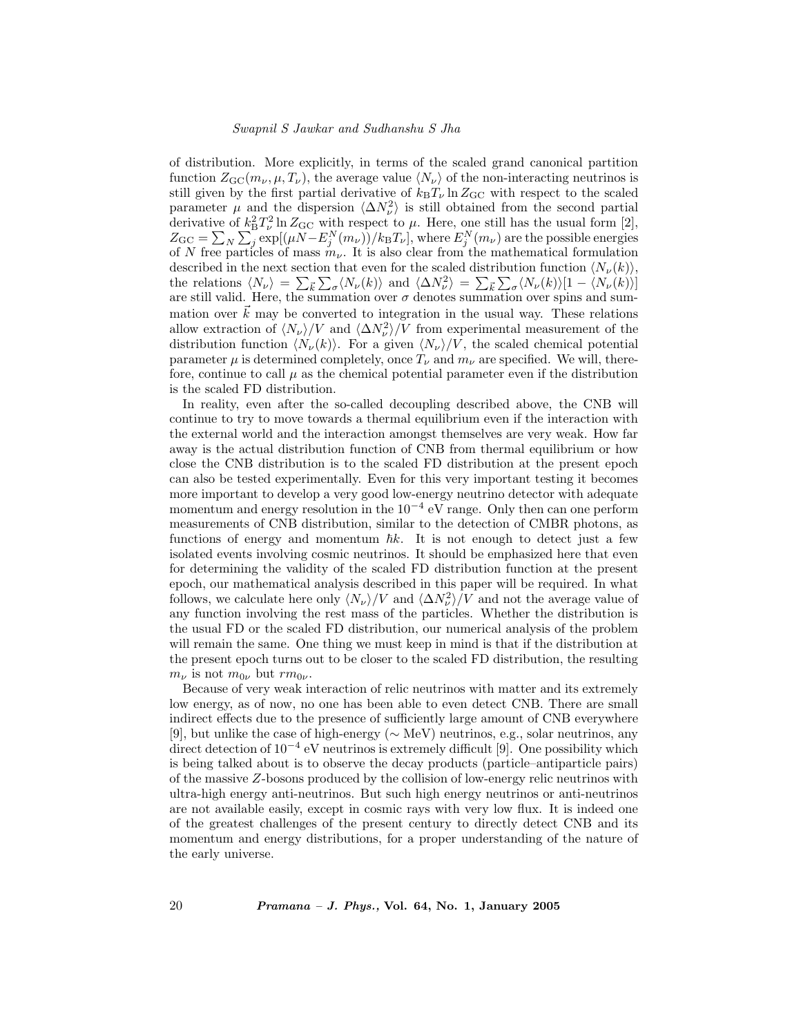of distribution. More explicitly, in terms of the scaled grand canonical partition function $Z_{\rm GC}(m_\nu, \mu, T_\nu)$, the average value $\langle N_\nu \rangle$ of the non-interacting neutrinos is still given by the first partial derivative of $k_{\rm B}T_\nu \ln Z_{\rm GC}$ with respect to the scaled parameter $\mu$ and the dispersion $\langle \Delta N_\nu^2 \rangle$ is still obtained from the second partial derivative of $k_{\rm B}^2 T_\nu^2 \ln Z_{\rm GC}$ with respect to $\mu$. Here, one still has the usual form [2], $Z_{\rm GC} = \sum_N \sum_j \exp[(\mu N - E_j^N(m_\nu))/k_{\rm B}T_\nu]$, where $E_j^N(m_\nu)$ are the possible energies of $N$ free particles of mass $m_\nu$. It is also clear from the mathematical formulation described in the next section that even for the scaled distribution function $\langle N_\nu(k) \rangle$, the relations $\langle N_\nu \rangle = \sum_{\vec{k}} \sum_\sigma \langle N_\nu(k) \rangle$ and $\langle \Delta N_\nu^2 \rangle = \sum_{\vec{k}} \sum_\sigma \langle N_\nu(k) \rangle [1 - \langle N_\nu(k) \rangle]$ are still valid. Here, the summation over $\sigma$ denotes summation over spins and summation over $\vec{k}$ may be converted to integration in the usual way. These relations allow extraction of $\langle N_\nu \rangle / V$ and $\langle \Delta N_\nu^2 \rangle / V$ from experimental measurement of the distribution function $\langle N_\nu(k) \rangle$. For a given $\langle N_\nu \rangle / V$, the scaled chemical potential parameter $\mu$ is determined completely, once $T_\nu$ and $m_\nu$ are specified. We will, therefore, continue to call $\mu$ as the chemical potential parameter even if the distribution is the scaled FD distribution.

In reality, even after the so-called decoupling described above, the CNB will continue to try to move towards a thermal equilibrium even if the interaction with the external world and the interaction amongst themselves are very weak. How far away is the actual distribution function of CNB from thermal equilibrium or how close the CNB distribution is to the scaled FD distribution at the present epoch can also be tested experimentally. Even for this very important testing it becomes more important to develop a very good low-energy neutrino detector with adequate momentum and energy resolution in the $10^{-4}$ eV range. Only then can one perform measurements of CNB distribution, similar to the detection of CMBR photons, as functions of energy and momentum $\hbar k$. It is not enough to detect just a few isolated events involving cosmic neutrinos. It should be emphasized here that even for determining the validity of the scaled FD distribution function at the present epoch, our mathematical analysis described in this paper will be required. In what follows, we calculate here only $\langle N_\nu \rangle / V$ and $\langle \Delta N_\nu^2 \rangle / V$ and not the average value of any function involving the rest mass of the particles. Whether the distribution is the usual FD or the scaled FD distribution, our numerical analysis of the problem will remain the same. One thing we must keep in mind is that if the distribution at the present epoch turns out to be closer to the scaled FD distribution, the resulting $m_\nu$ is not $m_{0\nu}$ but $rm_{0\nu}$.

Because of very weak interaction of relic neutrinos with matter and its extremely low energy, as of now, no one has been able to even detect CNB. There are small indirect effects due to the presence of sufficiently large amount of CNB everywhere [9], but unlike the case of high-energy ($\sim$ MeV) neutrinos, e.g., solar neutrinos, any direct detection of $10^{-4}$ eV neutrinos is extremely difficult [9]. One possibility which is being talked about is to observe the decay products (particle–antiparticle pairs) of the massive $Z$-bosons produced by the collision of low-energy relic neutrinos with ultra-high energy anti-neutrinos. But such high energy neutrinos or anti-neutrinos are not available easily, except in cosmic rays with very low flux. It is indeed one of the greatest challenges of the present century to directly detect CNB and its momentum and energy distributions, for a proper understanding of the nature of the early universe.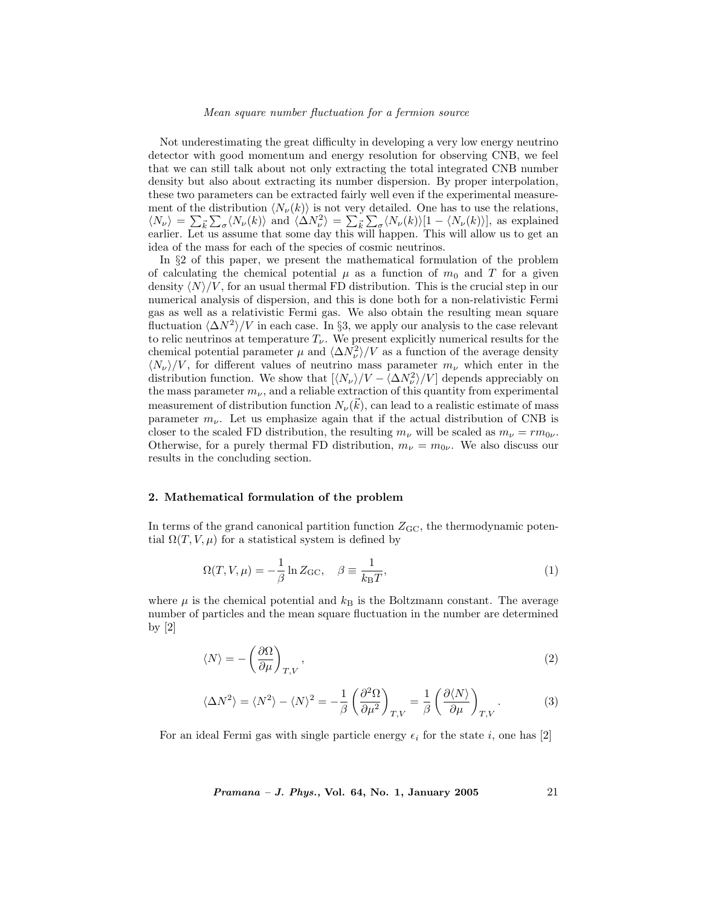Not underestimating the great difficulty in developing a very low energy neutrino detector with good momentum and energy resolution for observing CNB, we feel that we can still talk about not only extracting the total integrated CNB number density but also about extracting its number dispersion. By proper interpolation, these two parameters can be extracted fairly well even if the experimental measurement of the distribution $\langle N_\nu(k)\rangle$ is not very detailed. One has to use the relations, $\langle N_\nu\rangle = \sum_{\vec{k}}\sum_\sigma \langle N_\nu(k)\rangle$ and $\langle \Delta N_\nu^2\rangle = \sum_{\vec{k}}\sum_\sigma \langle N_\nu(k)\rangle[1-\langle N_\nu(k)\rangle]$, as explained earlier. Let us assume that some day this will happen. This will allow us to get an idea of the mass for each of the species of cosmic neutrinos.

In §2 of this paper, we present the mathematical formulation of the problem of calculating the chemical potential $\mu$ as a function of $m_0$ and $T$ for a given density $\langle N\rangle/V$, for an usual thermal FD distribution. This is the crucial step in our numerical analysis of dispersion, and this is done both for a non-relativistic Fermi gas as well as a relativistic Fermi gas. We also obtain the resulting mean square fluctuation $\langle \Delta N^2\rangle/V$ in each case. In §3, we apply our analysis to the case relevant to relic neutrinos at temperature $T_\nu$. We present explicitly numerical results for the chemical potential parameter $\mu$ and $\langle \Delta N_\nu^2\rangle/V$ as a function of the average density $\langle N_\nu\rangle/V$, for different values of neutrino mass parameter $m_\nu$ which enter in the distribution function. We show that $[\langle N_\nu\rangle/V - \langle \Delta N_\nu^2\rangle/V]$ depends appreciably on the mass parameter $m_\nu$, and a reliable extraction of this quantity from experimental measurement of distribution function $N_\nu(\vec{k})$, can lead to a realistic estimate of mass parameter $m_\nu$. Let us emphasize again that if the actual distribution of CNB is closer to the scaled FD distribution, the resulting $m_\nu$ will be scaled as $m_\nu = r m_{0\nu}$. Otherwise, for a purely thermal FD distribution, $m_\nu = m_{0\nu}$. We also discuss our results in the concluding section.

## 2. Mathematical formulation of the problem

In terms of the grand canonical partition function $Z_{\rm GC}$, the thermodynamic potential $\Omega(T,V,\mu)$ for a statistical system is defined by

$$\Omega(T,V,\mu) = -\frac{1}{\beta}\ln Z_{\rm GC}, \quad \beta \equiv \frac{1}{k_{\rm B}T}, \tag{1}$$

where $\mu$ is the chemical potential and $k_{\rm B}$ is the Boltzmann constant. The average number of particles and the mean square fluctuation in the number are determined by [2]

$$\langle N\rangle = -\left(\frac{\partial \Omega}{\partial \mu}\right)_{T,V}, \tag{2}$$

$$\langle \Delta N^2\rangle = \langle N^2\rangle - \langle N\rangle^2 = -\frac{1}{\beta}\left(\frac{\partial^2 \Omega}{\partial \mu^2}\right)_{T,V} = \frac{1}{\beta}\left(\frac{\partial \langle N\rangle}{\partial \mu}\right)_{T,V}. \tag{3}$$

For an ideal Fermi gas with single particle energy $\epsilon_i$ for the state $i$, one has [2]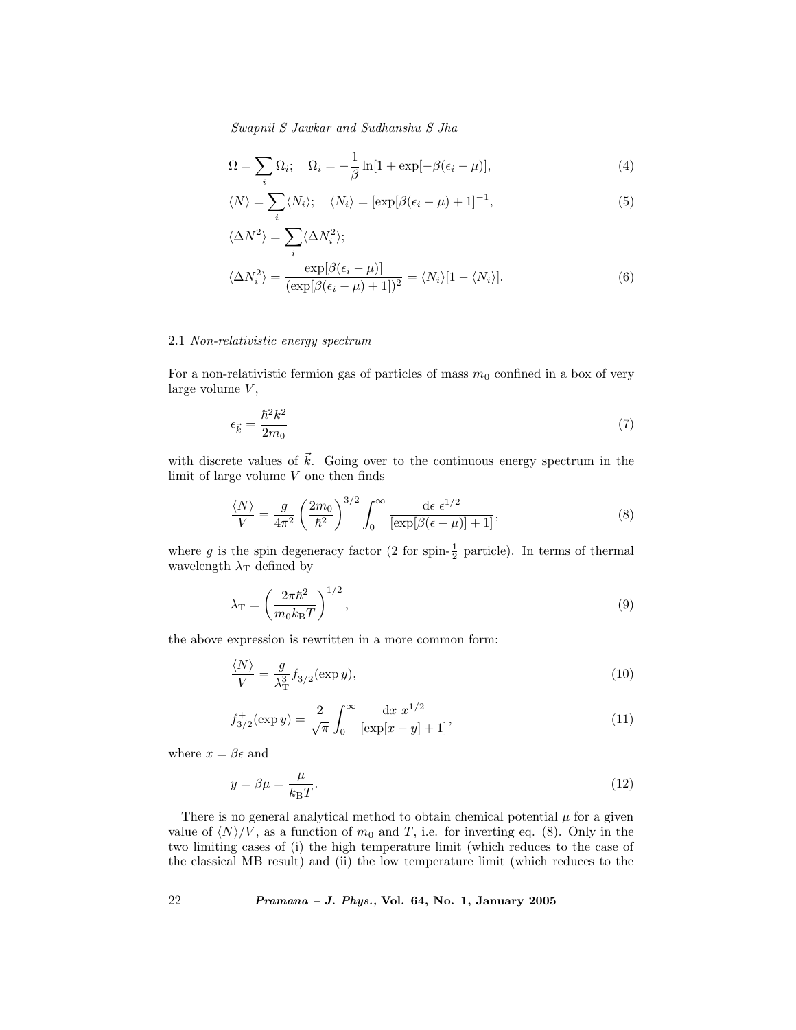$$\Omega = \sum_i \Omega_i; \quad \Omega_i = -\frac{1}{\beta} \ln[1 + \exp[-\beta(\epsilon_i - \mu)], \tag{4}$$

$$\langle N \rangle = \sum_i \langle N_i \rangle; \quad \langle N_i \rangle = [\exp[\beta(\epsilon_i - \mu) + 1]^{-1}, \tag{5}$$

$$\langle \Delta N^2 \rangle = \sum_i \langle \Delta N_i^2 \rangle;$$

$$\langle \Delta N_i^2 \rangle = \frac{\exp[\beta(\epsilon_i - \mu)]}{(\exp[\beta(\epsilon_i - \mu) + 1])^2} = \langle N_i \rangle [1 - \langle N_i \rangle]. \tag{6}$$

### 2.1 *Non-relativistic energy spectrum*

For a non-relativistic fermion gas of particles of mass $m_0$ confined in a box of very large volume $V$,

$$\epsilon_{\vec{k}} = \frac{\hbar^2 k^2}{2m_0} \tag{7}$$

with discrete values of $\vec{k}$. Going over to the continuous energy spectrum in the limit of large volume $V$ one then finds

$$\frac{\langle N \rangle}{V} = \frac{g}{4\pi^2} \left( \frac{2m_0}{\hbar^2} \right)^{3/2} \int_0^\infty \frac{\mathrm{d}\epsilon \; \epsilon^{1/2}}{[\exp[\beta(\epsilon - \mu)] + 1]}, \tag{8}$$

where $g$ is the spin degeneracy factor (2 for spin-$\frac{1}{2}$ particle). In terms of thermal wavelength $\lambda_{\mathrm{T}}$ defined by

$$\lambda_{\mathrm{T}} = \left( \frac{2\pi\hbar^2}{m_0 k_{\mathrm{B}} T} \right)^{1/2}, \tag{9}$$

the above expression is rewritten in a more common form:

$$\frac{\langle N \rangle}{V} = \frac{g}{\lambda_{\mathrm{T}}^3} f_{3/2}^{+}(\exp y), \tag{10}$$

$$f_{3/2}^{+}(\exp y) = \frac{2}{\sqrt{\pi}} \int_0^\infty \frac{\mathrm{d}x \; x^{1/2}}{[\exp[x - y] + 1]}, \tag{11}$$

where $x = \beta\epsilon$ and

$$y = \beta\mu = \frac{\mu}{k_{\mathrm{B}} T}. \tag{12}$$

There is no general analytical method to obtain chemical potential $\mu$ for a given value of $\langle N \rangle / V$, as a function of $m_0$ and $T$, i.e. for inverting eq. (8). Only in the two limiting cases of (i) the high temperature limit (which reduces to the case of the classical MB result) and (ii) the low temperature limit (which reduces to the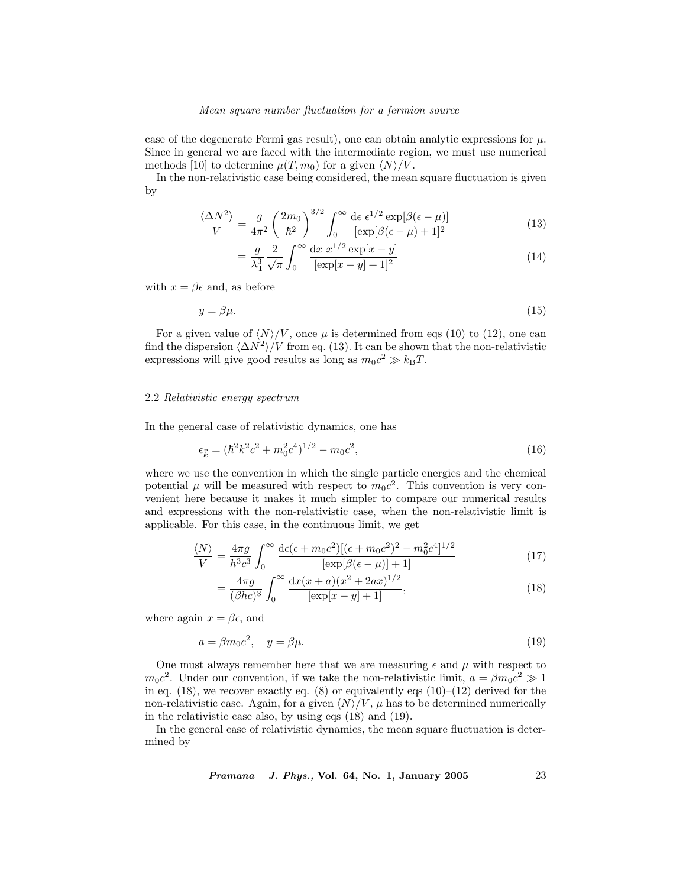case of the degenerate Fermi gas result), one can obtain analytic expressions for $\mu$. Since in general we are faced with the intermediate region, we must use numerical methods [10] to determine $\mu(T, m_0)$ for a given $\langle N\rangle/V$.

In the non-relativistic case being considered, the mean square fluctuation is given by

$$\frac{\langle \Delta N^2\rangle}{V} = \frac{g}{4\pi^2}\left(\frac{2m_0}{\hbar^2}\right)^{3/2}\int_0^\infty \frac{\mathrm{d}\epsilon\ \epsilon^{1/2}\exp[\beta(\epsilon-\mu)]}{[\exp[\beta(\epsilon-\mu)+1]^2} \tag{13}$$

$$= \frac{g}{\lambda_{\mathrm{T}}^3}\frac{2}{\sqrt{\pi}}\int_0^\infty \frac{\mathrm{d}x\ x^{1/2}\exp[x-y]}{[\exp[x-y]+1]^2} \tag{14}$$

with $x = \beta\epsilon$ and, as before

$$y = \beta\mu. \tag{15}$$

For a given value of $\langle N\rangle/V$, once $\mu$ is determined from eqs (10) to (12), one can find the dispersion $\langle \Delta N^2\rangle/V$ from eq. (13). It can be shown that the non-relativistic expressions will give good results as long as $m_0c^2 \gg k_{\mathrm{B}}T$.

### 2.2 *Relativistic energy spectrum*

In the general case of relativistic dynamics, one has

$$\epsilon_{\vec{k}} = (\hbar^2k^2c^2 + m_0^2c^4)^{1/2} - m_0c^2, \tag{16}$$

where we use the convention in which the single particle energies and the chemical potential $\mu$ will be measured with respect to $m_0c^2$. This convention is very convenient here because it makes it much simpler to compare our numerical results and expressions with the non-relativistic case, when the non-relativistic limit is applicable. For this case, in the continuous limit, we get

$$\frac{\langle N\rangle}{V} = \frac{4\pi g}{h^3c^3}\int_0^\infty \frac{\mathrm{d}\epsilon(\epsilon+m_0c^2)[(\epsilon+m_0c^2)^2-m_0^2c^4]^{1/2}}{[\exp[\beta(\epsilon-\mu)]+1]} \tag{17}$$

$$= \frac{4\pi g}{(\beta hc)^3}\int_0^\infty \frac{\mathrm{d}x(x+a)(x^2+2ax)^{1/2}}{[\exp[x-y]+1]}, \tag{18}$$

where again $x = \beta\epsilon$, and

$$a = \beta m_0c^2, \quad y = \beta\mu. \tag{19}$$

One must always remember here that we are measuring $\epsilon$ and $\mu$ with respect to $m_0c^2$. Under our convention, if we take the non-relativistic limit, $a = \beta m_0c^2 \gg 1$ in eq. (18), we recover exactly eq. (8) or equivalently eqs (10)–(12) derived for the non-relativistic case. Again, for a given $\langle N\rangle/V$, $\mu$ has to be determined numerically in the relativistic case also, by using eqs (18) and (19).

In the general case of relativistic dynamics, the mean square fluctuation is determined by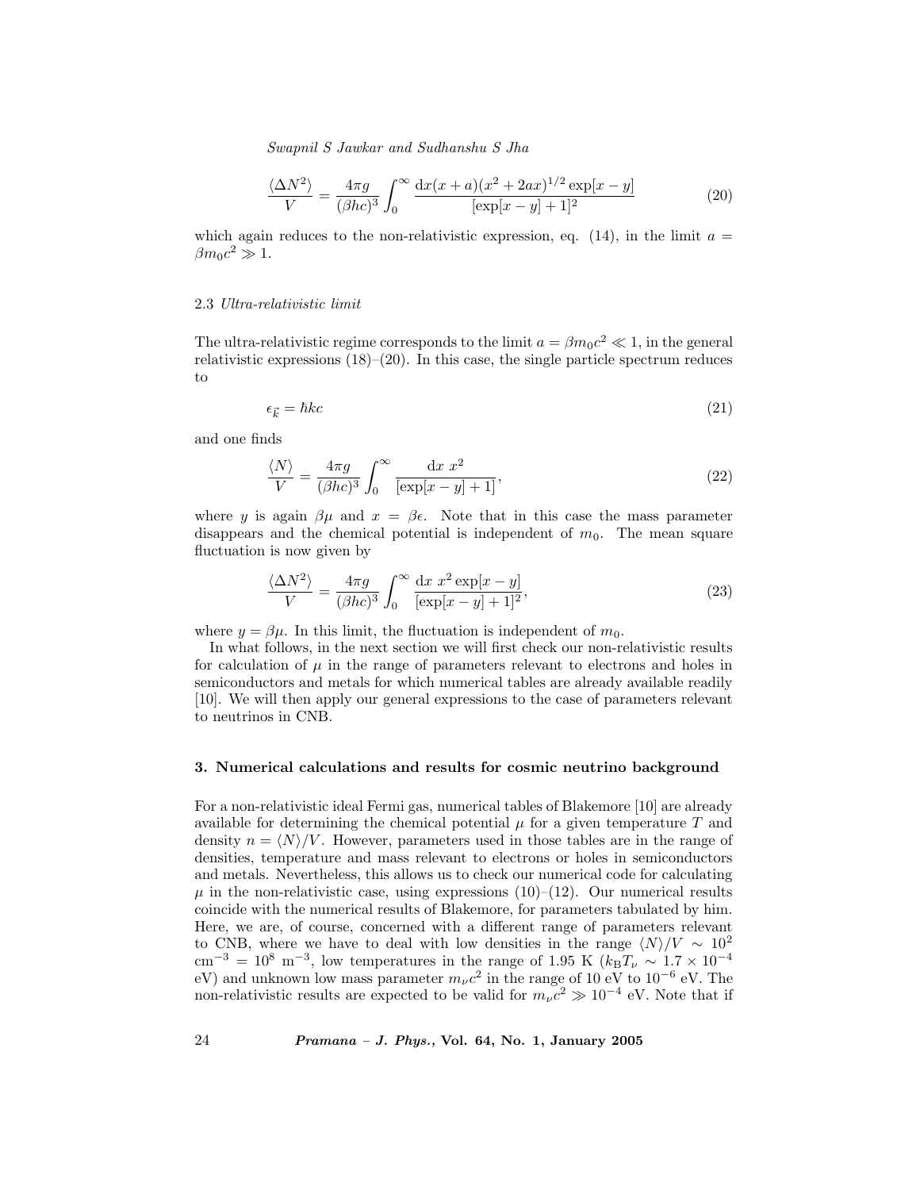$$\frac{\langle \Delta N^2 \rangle}{V} = \frac{4\pi g}{(\beta hc)^3} \int_0^\infty \frac{\mathrm{d}x(x+a)(x^2+2ax)^{1/2} \exp[x-y]}{[\exp[x-y]+1]^2} \tag{20}$$

which again reduces to the non-relativistic expression, eq. (14), in the limit $a = \beta m_0 c^2 \gg 1$.

### 2.3 *Ultra-relativistic limit*

The ultra-relativistic regime corresponds to the limit $a = \beta m_0 c^2 \ll 1$, in the general relativistic expressions (18)–(20). In this case, the single particle spectrum reduces to

$$\epsilon_{\vec{k}} = \hbar k c \tag{21}$$

and one finds

$$\frac{\langle N \rangle}{V} = \frac{4\pi g}{(\beta hc)^3} \int_0^\infty \frac{\mathrm{d}x \ x^2}{[\exp[x-y]+1]}, \tag{22}$$

where $y$ is again $\beta\mu$ and $x = \beta\epsilon$. Note that in this case the mass parameter disappears and the chemical potential is independent of $m_0$. The mean square fluctuation is now given by

$$\frac{\langle \Delta N^2 \rangle}{V} = \frac{4\pi g}{(\beta hc)^3} \int_0^\infty \frac{\mathrm{d}x \ x^2 \exp[x-y]}{[\exp[x-y]+1]^2}, \tag{23}$$

where $y = \beta\mu$. In this limit, the fluctuation is independent of $m_0$.

In what follows, in the next section we will first check our non-relativistic results for calculation of $\mu$ in the range of parameters relevant to electrons and holes in semiconductors and metals for which numerical tables are already available readily [10]. We will then apply our general expressions to the case of parameters relevant to neutrinos in CNB.

## 3. Numerical calculations and results for cosmic neutrino background

For a non-relativistic ideal Fermi gas, numerical tables of Blakemore [10] are already available for determining the chemical potential $\mu$ for a given temperature $T$ and density $n = \langle N \rangle / V$. However, parameters used in those tables are in the range of densities, temperature and mass relevant to electrons or holes in semiconductors and metals. Nevertheless, this allows us to check our numerical code for calculating $\mu$ in the non-relativistic case, using expressions (10)–(12). Our numerical results coincide with the numerical results of Blakemore, for parameters tabulated by him. Here, we are, of course, concerned with a different range of parameters relevant to CNB, where we have to deal with low densities in the range $\langle N \rangle / V \sim 10^2$ $\mathrm{cm}^{-3} = 10^8 \ \mathrm{m}^{-3}$, low temperatures in the range of 1.95 K ($k_\mathrm{B} T_\nu \sim 1.7 \times 10^{-4}$ eV) and unknown low mass parameter $m_\nu c^2$ in the range of 10 eV to $10^{-6}$ eV. The non-relativistic results are expected to be valid for $m_\nu c^2 \gg 10^{-4}$ eV. Note that if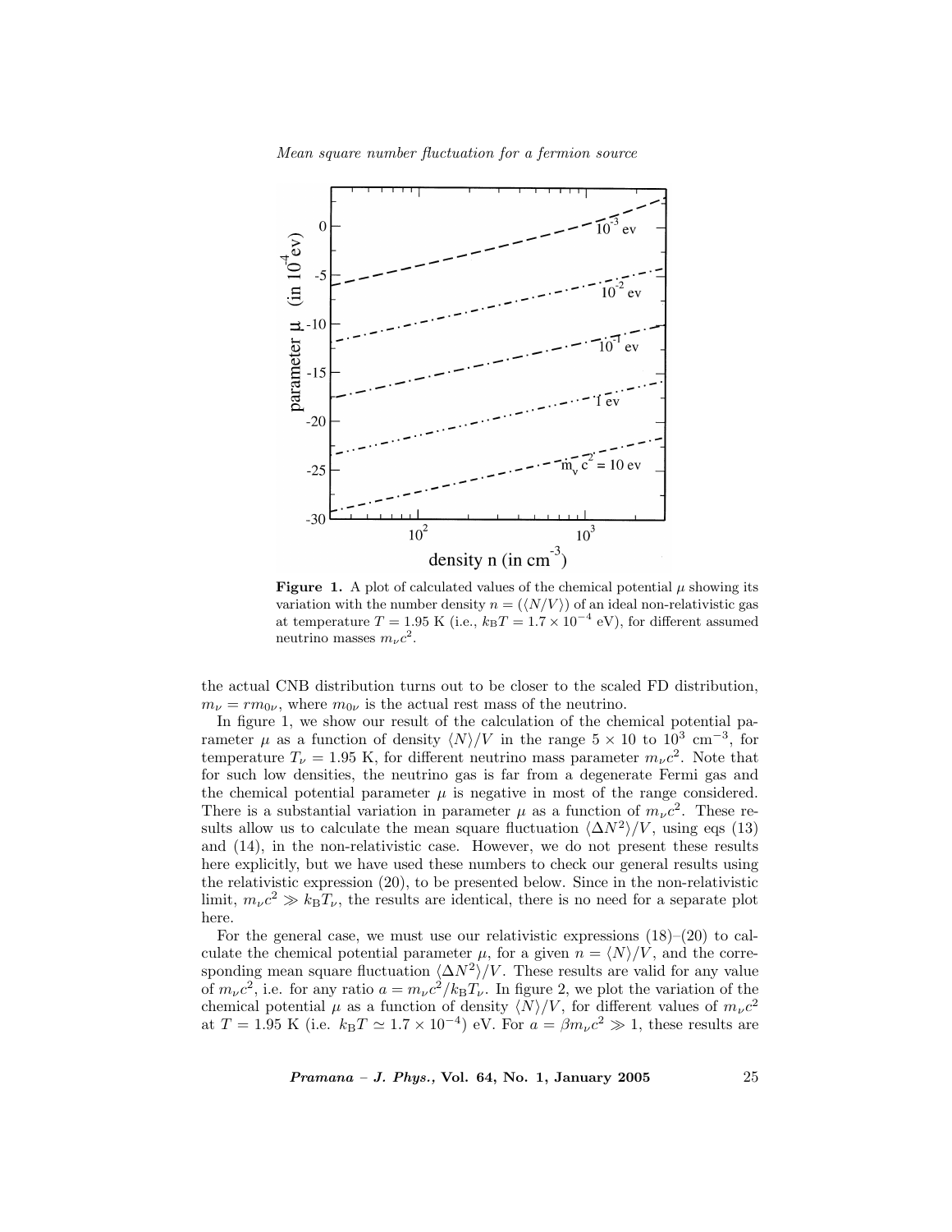**Figure 1.** A plot of calculated values of the chemical potential $\mu$ showing its variation with the number density $n = (\langle N/V \rangle)$ of an ideal non-relativistic gas at temperature $T = 1.95$ K (i.e., $k_{\mathrm{B}}T = 1.7 \times 10^{-4}$ eV), for different assumed neutrino masses $m_\nu c^2$.

the actual CNB distribution turns out to be closer to the scaled FD distribution, $m_\nu = r m_{0\nu}$, where $m_{0\nu}$ is the actual rest mass of the neutrino.

In figure 1, we show our result of the calculation of the chemical potential parameter $\mu$ as a function of density $\langle N \rangle / V$ in the range $5 \times 10$ to $10^3$ cm$^{-3}$, for temperature $T_\nu = 1.95$ K, for different neutrino mass parameter $m_\nu c^2$. Note that for such low densities, the neutrino gas is far from a degenerate Fermi gas and the chemical potential parameter $\mu$ is negative in most of the range considered. There is a substantial variation in parameter $\mu$ as a function of $m_\nu c^2$. These results allow us to calculate the mean square fluctuation $\langle \Delta N^2 \rangle / V$, using eqs (13) and (14), in the non-relativistic case. However, we do not present these results here explicitly, but we have used these numbers to check our general results using the relativistic expression (20), to be presented below. Since in the non-relativistic limit, $m_\nu c^2 \gg k_{\mathrm{B}} T_\nu$, the results are identical, there is no need for a separate plot here.

For the general case, we must use our relativistic expressions (18)–(20) to calculate the chemical potential parameter $\mu$, for a given $n = \langle N \rangle / V$, and the corresponding mean square fluctuation $\langle \Delta N^2 \rangle / V$. These results are valid for any value of $m_\nu c^2$, i.e. for any ratio $a = m_\nu c^2 / k_{\mathrm{B}} T_\nu$. In figure 2, we plot the variation of the chemical potential $\mu$ as a function of density $\langle N \rangle / V$, for different values of $m_\nu c^2$ at $T = 1.95$ K (i.e. $k_{\mathrm{B}} T \simeq 1.7 \times 10^{-4}$) eV. For $a = \beta m_\nu c^2 \gg 1$, these results are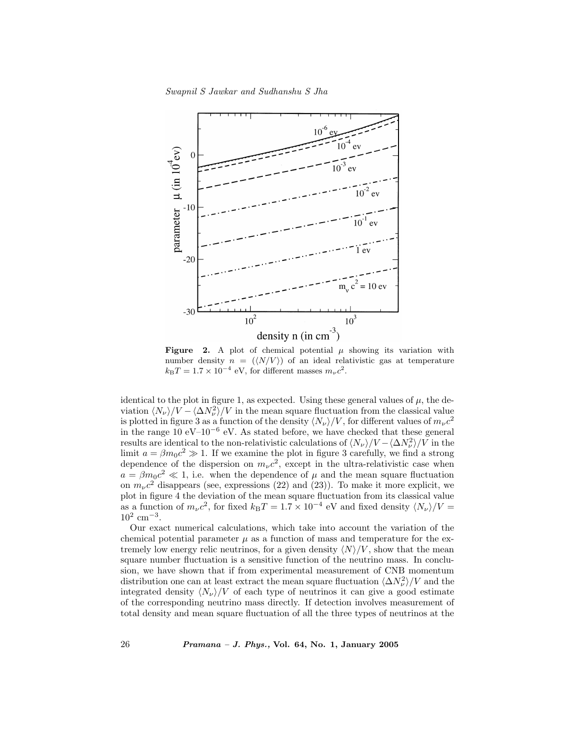**Figure 2.** A plot of chemical potential $\mu$ showing its variation with number density $n = (\langle N/V \rangle)$ of an ideal relativistic gas at temperature $k_B T = 1.7 \times 10^{-4}$ eV, for different masses $m_\nu c^2$.

identical to the plot in figure 1, as expected. Using these general values of $\mu$, the deviation $\langle N_\nu \rangle / V - \langle \Delta N_\nu^2 \rangle / V$ in the mean square fluctuation from the classical value is plotted in figure 3 as a function of the density $\langle N_\nu \rangle / V$, for different values of $m_\nu c^2$ in the range 10 eV–$10^{-6}$ eV. As stated before, we have checked that these general results are identical to the non-relativistic calculations of $\langle N_\nu \rangle / V - \langle \Delta N_\nu^2 \rangle / V$ in the limit $a = \beta m_0 c^2 \gg 1$. If we examine the plot in figure 3 carefully, we find a strong dependence of the dispersion on $m_\nu c^2$, except in the ultra-relativistic case when $a = \beta m_0 c^2 \ll 1$, i.e. when the dependence of $\mu$ and the mean square fluctuation on $m_\nu c^2$ disappears (see, expressions (22) and (23)). To make it more explicit, we plot in figure 4 the deviation of the mean square fluctuation from its classical value as a function of $m_\nu c^2$, for fixed $k_B T = 1.7 \times 10^{-4}$ eV and fixed density $\langle N_\nu \rangle / V = 10^2$ cm$^{-3}$.

Our exact numerical calculations, which take into account the variation of the chemical potential parameter $\mu$ as a function of mass and temperature for the extremely low energy relic neutrinos, for a given density $\langle N \rangle / V$, show that the mean square number fluctuation is a sensitive function of the neutrino mass. In conclusion, we have shown that if from experimental measurement of CNB momentum distribution one can at least extract the mean square fluctuation $\langle \Delta N_\nu^2 \rangle / V$ and the integrated density $\langle N_\nu \rangle / V$ of each type of neutrinos it can give a good estimate of the corresponding neutrino mass directly. If detection involves measurement of total density and mean square fluctuation of all the three types of neutrinos at the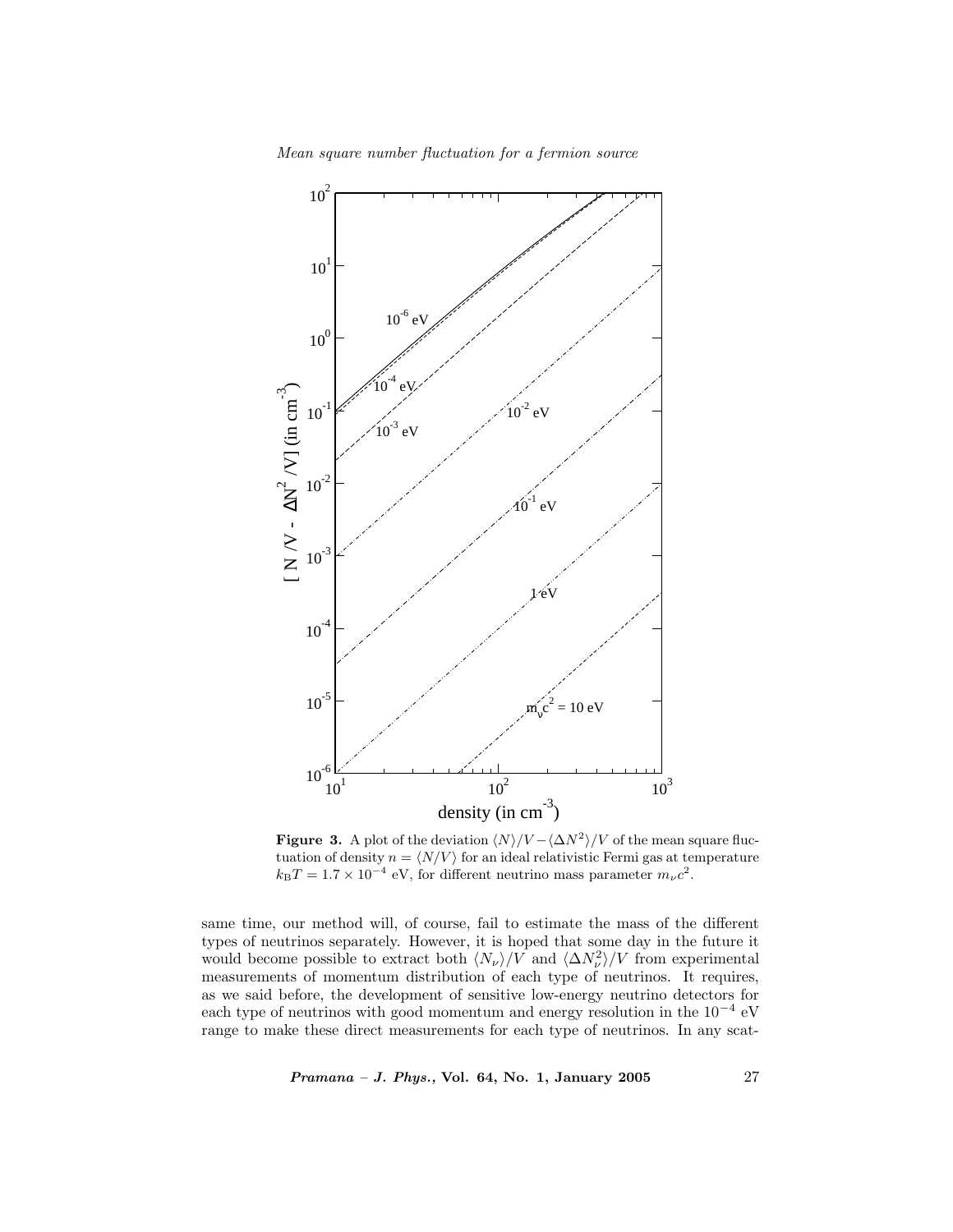**Figure 3.** A plot of the deviation $\langle N\rangle/V - \langle\Delta N^2\rangle/V$ of the mean square fluctuation of density $n = \langle N/V\rangle$ for an ideal relativistic Fermi gas at temperature $k_B T = 1.7 \times 10^{-4}$ eV, for different neutrino mass parameter $m_\nu c^2$.

same time, our method will, of course, fail to estimate the mass of the different types of neutrinos separately. However, it is hoped that some day in the future it would become possible to extract both $\langle N_\nu\rangle/V$ and $\langle\Delta N_\nu^2\rangle/V$ from experimental measurements of momentum distribution of each type of neutrinos. It requires, as we said before, the development of sensitive low-energy neutrino detectors for each type of neutrinos with good momentum and energy resolution in the $10^{-4}$ eV range to make these direct measurements for each type of neutrinos. In any scat-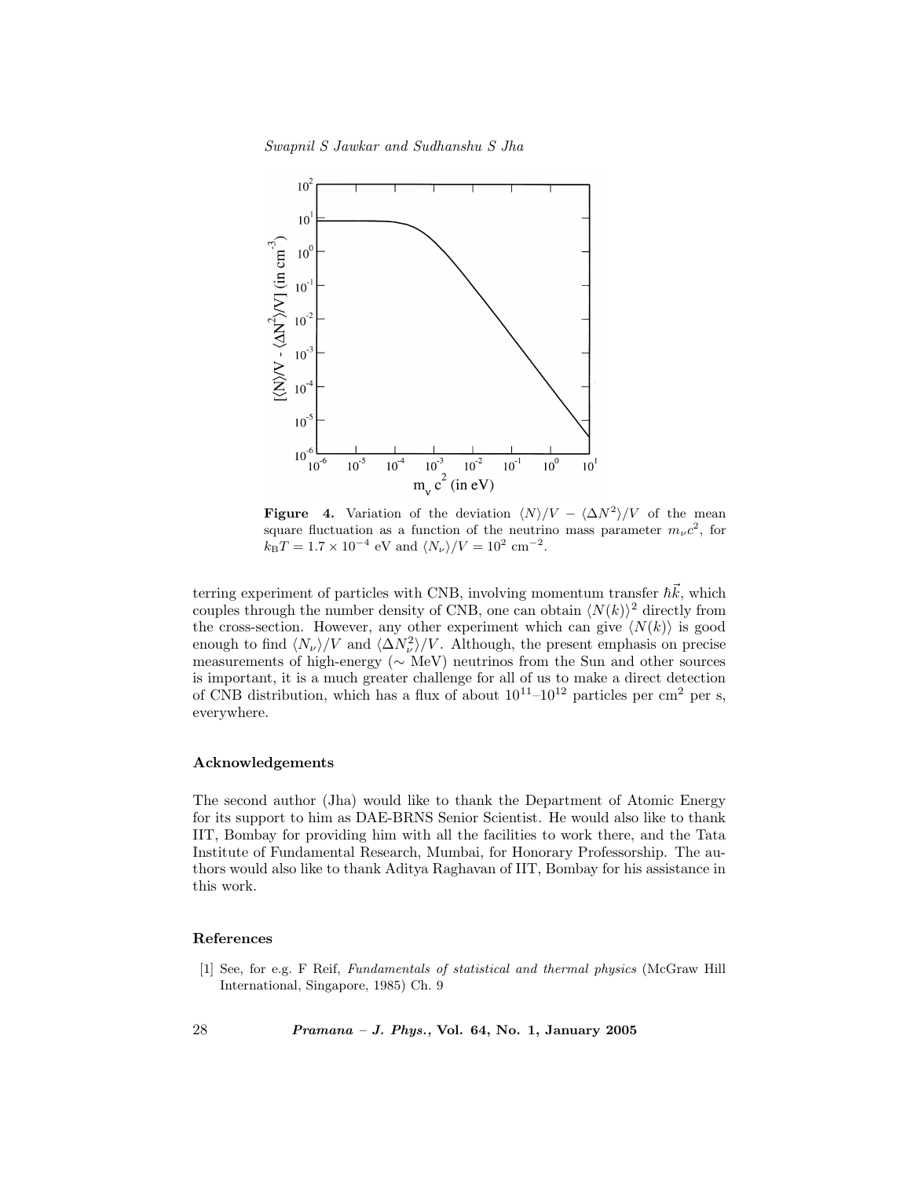**Figure 4.** Variation of the deviation $\langle N\rangle/V - \langle\Delta N^2\rangle/V$ of the mean square fluctuation as a function of the neutrino mass parameter $m_\nu c^2$, for $k_B T = 1.7 \times 10^{-4}$ eV and $\langle N_\nu\rangle/V = 10^2$ cm$^{-2}$.

terring experiment of particles with CNB, involving momentum transfer $\hbar\vec{k}$, which couples through the number density of CNB, one can obtain $\langle N(k)\rangle^2$ directly from the cross-section. However, any other experiment which can give $\langle N(k)\rangle$ is good enough to find $\langle N_\nu\rangle/V$ and $\langle\Delta N_\nu^2\rangle/V$. Although, the present emphasis on precise measurements of high-energy ($\sim$ MeV) neutrinos from the Sun and other sources is important, it is a much greater challenge for all of us to make a direct detection of CNB distribution, which has a flux of about $10^{11}$–$10^{12}$ particles per cm$^2$ per s, everywhere.

### Acknowledgements

The second author (Jha) would like to thank the Department of Atomic Energy for its support to him as DAE-BRNS Senior Scientist. He would also like to thank IIT, Bombay for providing him with all the facilities to work there, and the Tata Institute of Fundamental Research, Mumbai, for Honorary Professorship. The authors would also like to thank Aditya Raghavan of IIT, Bombay for his assistance in this work.

### References

[1] See, for e.g. F Reif, *Fundamentals of statistical and thermal physics* (McGraw Hill International, Singapore, 1985) Ch. 9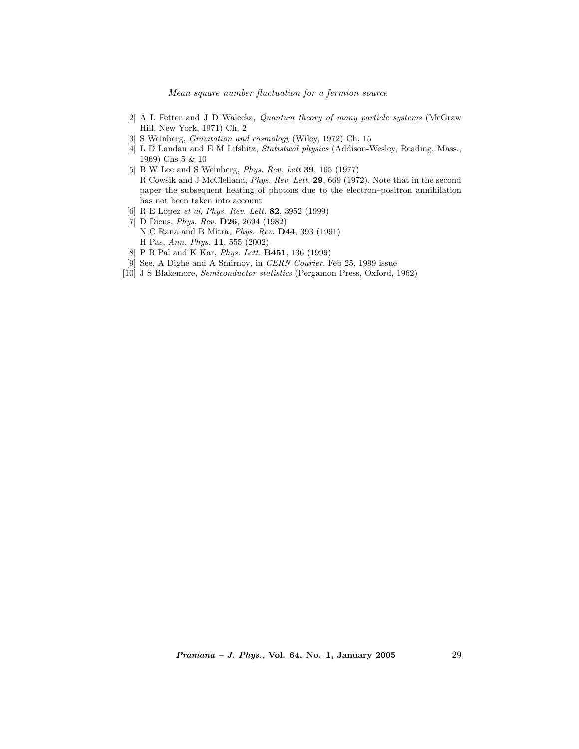[2] A L Fetter and J D Walecka, *Quantum theory of many particle systems* (McGraw Hill, New York, 1971) Ch. 2

[3] S Weinberg, *Gravitation and cosmology* (Wiley, 1972) Ch. 15

[4] L D Landau and E M Lifshitz, *Statistical physics* (Addison-Wesley, Reading, Mass., 1969) Chs 5 & 10

[5] B W Lee and S Weinberg, *Phys. Rev. Lett* **39**, 165 (1977)
R Cowsik and J McClelland, *Phys. Rev. Lett.* **29**, 669 (1972). Note that in the second paper the subsequent heating of photons due to the electron–positron annihilation has not been taken into account

[6] R E Lopez *et al*, *Phys. Rev. Lett.* **82**, 3952 (1999)

[7] D Dicus, *Phys. Rev.* **D26**, 2694 (1982)
N C Rana and B Mitra, *Phys. Rev.* **D44**, 393 (1991)
H Pas, *Ann. Phys.* **11**, 555 (2002)

[8] P B Pal and K Kar, *Phys. Lett.* **B451**, 136 (1999)

[9] See, A Dighe and A Smirnov, in *CERN Courier*, Feb 25, 1999 issue

[10] J S Blakemore, *Semiconductor statistics* (Pergamon Press, Oxford, 1962)